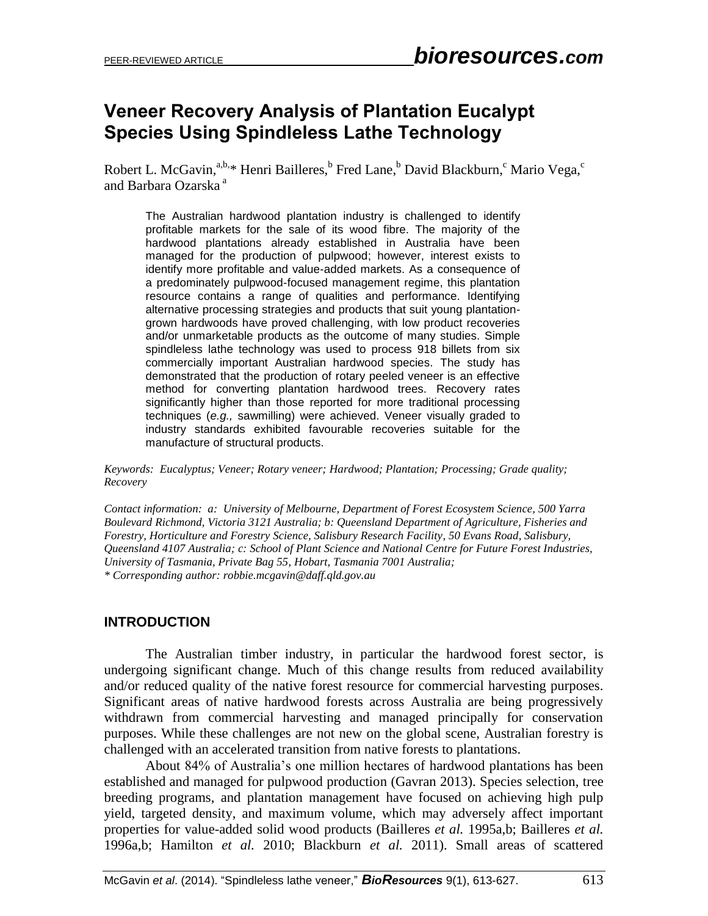# Veneer Recovery Analysis of Plantation Eucalypt Species Using Spindleless Lathe Technology

Robert L. McGavin,[a,b,]* Henri Bailleres,[b] Fred Lane,[b] David Blackburn,[c] Mario Vega,[c] and Barbara Ozarska [a]

> The Australian hardwood plantation industry is challenged to identify profitable markets for the sale of its wood fibre. The majority of the hardwood plantations already established in Australia have been managed for the production of pulpwood; however, interest exists to identify more profitable and value-added markets. As a consequence of a predominately pulpwood-focused management regime, this plantation resource contains a range of qualities and performance. Identifying alternative processing strategies and products that suit young plantation-grown hardwoods have proved challenging, with low product recoveries and/or unmarketable products as the outcome of many studies. Simple spindleless lathe technology was used to process 918 billets from six commercially important Australian hardwood species. The study has demonstrated that the production of rotary peeled veneer is an effective method for converting plantation hardwood trees. Recovery rates significantly higher than those reported for more traditional processing techniques (*e.g.,* sawmilling) were achieved. Veneer visually graded to industry standards exhibited favourable recoveries suitable for the manufacture of structural products.

*Keywords: Eucalyptus; Veneer; Rotary veneer; Hardwood; Plantation; Processing; Grade quality; Recovery*

*Contact information: a: University of Melbourne, Department of Forest Ecosystem Science, 500 Yarra Boulevard Richmond, Victoria 3121 Australia; b: Queensland Department of Agriculture, Fisheries and Forestry, Horticulture and Forestry Science, Salisbury Research Facility, 50 Evans Road, Salisbury, Queensland 4107 Australia; c: School of Plant Science and National Centre for Future Forest Industries, University of Tasmania, Private Bag 55, Hobart, Tasmania 7001 Australia;*
*\* Corresponding author: robbie.mcgavin@daff.qld.gov.au*

## INTRODUCTION

The Australian timber industry, in particular the hardwood forest sector, is undergoing significant change. Much of this change results from reduced availability and/or reduced quality of the native forest resource for commercial harvesting purposes. Significant areas of native hardwood forests across Australia are being progressively withdrawn from commercial harvesting and managed principally for conservation purposes. While these challenges are not new on the global scene, Australian forestry is challenged with an accelerated transition from native forests to plantations.

About 84% of Australia's one million hectares of hardwood plantations has been established and managed for pulpwood production (Gavran 2013). Species selection, tree breeding programs, and plantation management have focused on achieving high pulp yield, targeted density, and maximum volume, which may adversely affect important properties for value-added solid wood products (Bailleres *et al.* 1995a,b; Bailleres *et al.* 1996a,b; Hamilton *et al.* 2010; Blackburn *et al.* 2011). Small areas of scattered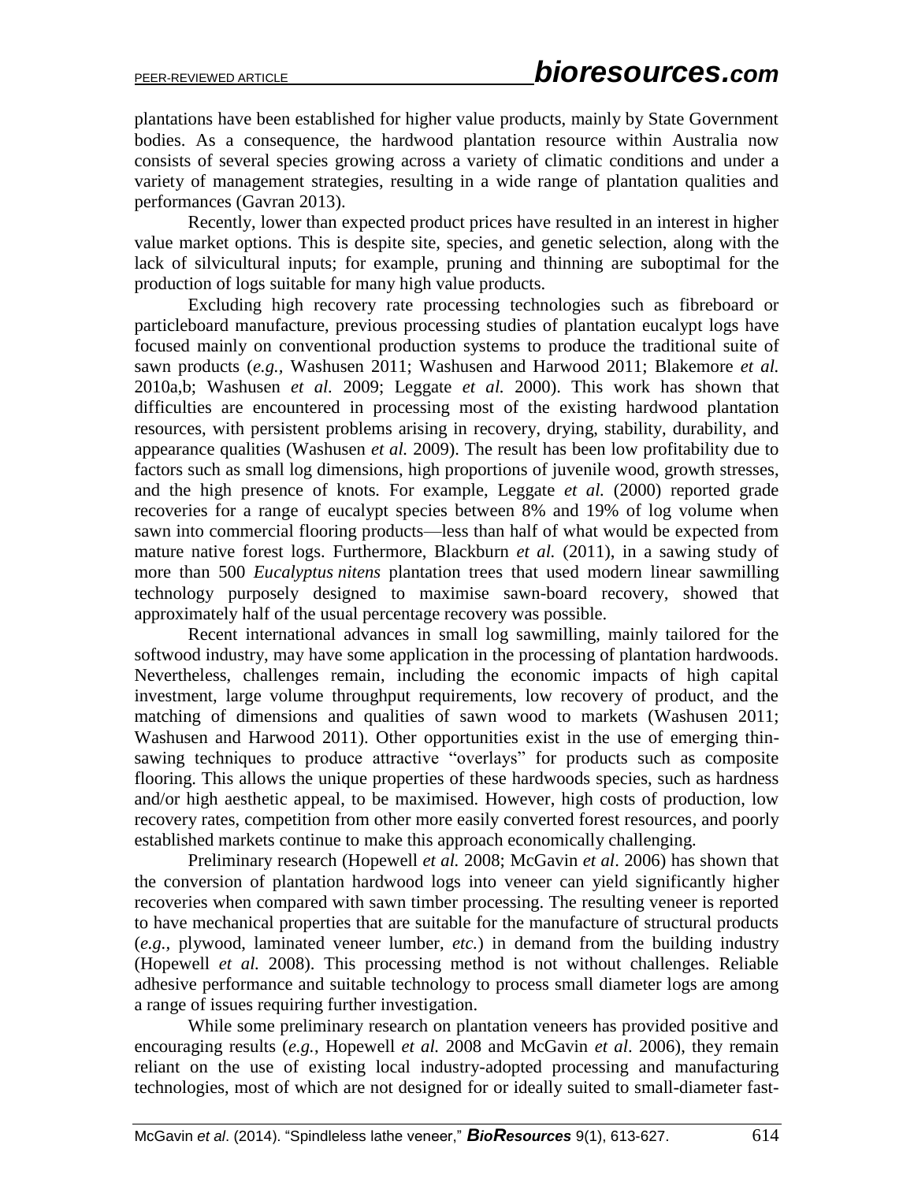plantations have been established for higher value products, mainly by State Government bodies. As a consequence, the hardwood plantation resource within Australia now consists of several species growing across a variety of climatic conditions and under a variety of management strategies, resulting in a wide range of plantation qualities and performances (Gavran 2013).

Recently, lower than expected product prices have resulted in an interest in higher value market options. This is despite site, species, and genetic selection, along with the lack of silvicultural inputs; for example, pruning and thinning are suboptimal for the production of logs suitable for many high value products.

Excluding high recovery rate processing technologies such as fibreboard or particleboard manufacture, previous processing studies of plantation eucalypt logs have focused mainly on conventional production systems to produce the traditional suite of sawn products (*e.g.,* Washusen 2011; Washusen and Harwood 2011; Blakemore *et al.* 2010a,b; Washusen *et al.* 2009; Leggate *et al.* 2000). This work has shown that difficulties are encountered in processing most of the existing hardwood plantation resources, with persistent problems arising in recovery, drying, stability, durability, and appearance qualities (Washusen *et al.* 2009). The result has been low profitability due to factors such as small log dimensions, high proportions of juvenile wood, growth stresses, and the high presence of knots. For example, Leggate *et al.* (2000) reported grade recoveries for a range of eucalypt species between 8% and 19% of log volume when sawn into commercial flooring products—less than half of what would be expected from mature native forest logs. Furthermore, Blackburn *et al.* (2011), in a sawing study of more than 500 *Eucalyptus nitens* plantation trees that used modern linear sawmilling technology purposely designed to maximise sawn-board recovery, showed that approximately half of the usual percentage recovery was possible.

Recent international advances in small log sawmilling, mainly tailored for the softwood industry, may have some application in the processing of plantation hardwoods. Nevertheless, challenges remain, including the economic impacts of high capital investment, large volume throughput requirements, low recovery of product, and the matching of dimensions and qualities of sawn wood to markets (Washusen 2011; Washusen and Harwood 2011). Other opportunities exist in the use of emerging thin-sawing techniques to produce attractive "overlays" for products such as composite flooring. This allows the unique properties of these hardwoods species, such as hardness and/or high aesthetic appeal, to be maximised. However, high costs of production, low recovery rates, competition from other more easily converted forest resources, and poorly established markets continue to make this approach economically challenging.

Preliminary research (Hopewell *et al.* 2008; McGavin *et al*. 2006) has shown that the conversion of plantation hardwood logs into veneer can yield significantly higher recoveries when compared with sawn timber processing. The resulting veneer is reported to have mechanical properties that are suitable for the manufacture of structural products (*e.g.,* plywood, laminated veneer lumber, *etc.*) in demand from the building industry (Hopewell *et al.* 2008). This processing method is not without challenges. Reliable adhesive performance and suitable technology to process small diameter logs are among a range of issues requiring further investigation.

While some preliminary research on plantation veneers has provided positive and encouraging results (*e.g.,* Hopewell *et al.* 2008 and McGavin *et al*. 2006), they remain reliant on the use of existing local industry-adopted processing and manufacturing technologies, most of which are not designed for or ideally suited to small-diameter fast-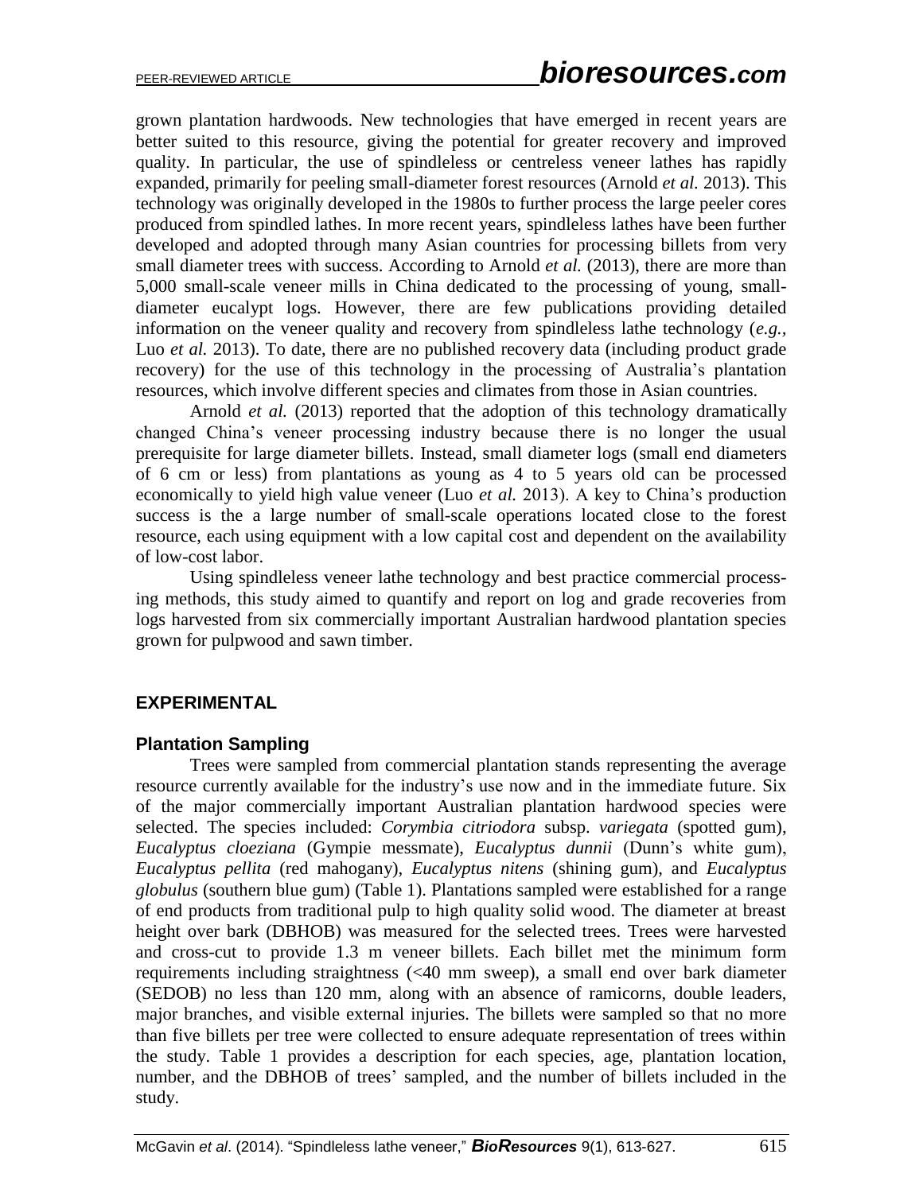grown plantation hardwoods. New technologies that have emerged in recent years are better suited to this resource, giving the potential for greater recovery and improved quality. In particular, the use of spindleless or centreless veneer lathes has rapidly expanded, primarily for peeling small-diameter forest resources (Arnold *et al.* 2013). This technology was originally developed in the 1980s to further process the large peeler cores produced from spindled lathes. In more recent years, spindleless lathes have been further developed and adopted through many Asian countries for processing billets from very small diameter trees with success. According to Arnold *et al.* (2013), there are more than 5,000 small-scale veneer mills in China dedicated to the processing of young, small-diameter eucalypt logs. However, there are few publications providing detailed information on the veneer quality and recovery from spindleless lathe technology (*e.g.,* Luo *et al.* 2013). To date, there are no published recovery data (including product grade recovery) for the use of this technology in the processing of Australia's plantation resources, which involve different species and climates from those in Asian countries.

Arnold *et al.* (2013) reported that the adoption of this technology dramatically changed China's veneer processing industry because there is no longer the usual prerequisite for large diameter billets. Instead, small diameter logs (small end diameters of 6 cm or less) from plantations as young as 4 to 5 years old can be processed economically to yield high value veneer (Luo *et al.* 2013). A key to China's production success is the large number of small-scale operations located close to the forest resource, each using equipment with a low capital cost and dependent on the availability of low-cost labor.

Using spindleless veneer lathe technology and best practice commercial processing methods, this study aimed to quantify and report on log and grade recoveries from logs harvested from six commercially important Australian hardwood plantation species grown for pulpwood and sawn timber.

## EXPERIMENTAL

### Plantation Sampling

Trees were sampled from commercial plantation stands representing the average resource currently available for the industry's use now and in the immediate future. Six of the major commercially important Australian plantation hardwood species were selected. The species included: *Corymbia citriodora* subsp. *variegata* (spotted gum), *Eucalyptus cloeziana* (Gympie messmate), *Eucalyptus dunnii* (Dunn's white gum), *Eucalyptus pellita* (red mahogany), *Eucalyptus nitens* (shining gum), and *Eucalyptus globulus* (southern blue gum) (Table 1). Plantations sampled were established for a range of end products from traditional pulp to high quality solid wood. The diameter at breast height over bark (DBHOB) was measured for the selected trees. Trees were harvested and cross-cut to provide 1.3 m veneer billets. Each billet met the minimum form requirements including straightness (<40 mm sweep), a small end over bark diameter (SEDOB) no less than 120 mm, along with an absence of ramicorns, double leaders, major branches, and visible external injuries. The billets were sampled so that no more than five billets per tree were collected to ensure adequate representation of trees within the study. Table 1 provides a description for each species, age, plantation location, number, and the DBHOB of trees' sampled, and the number of billets included in the study.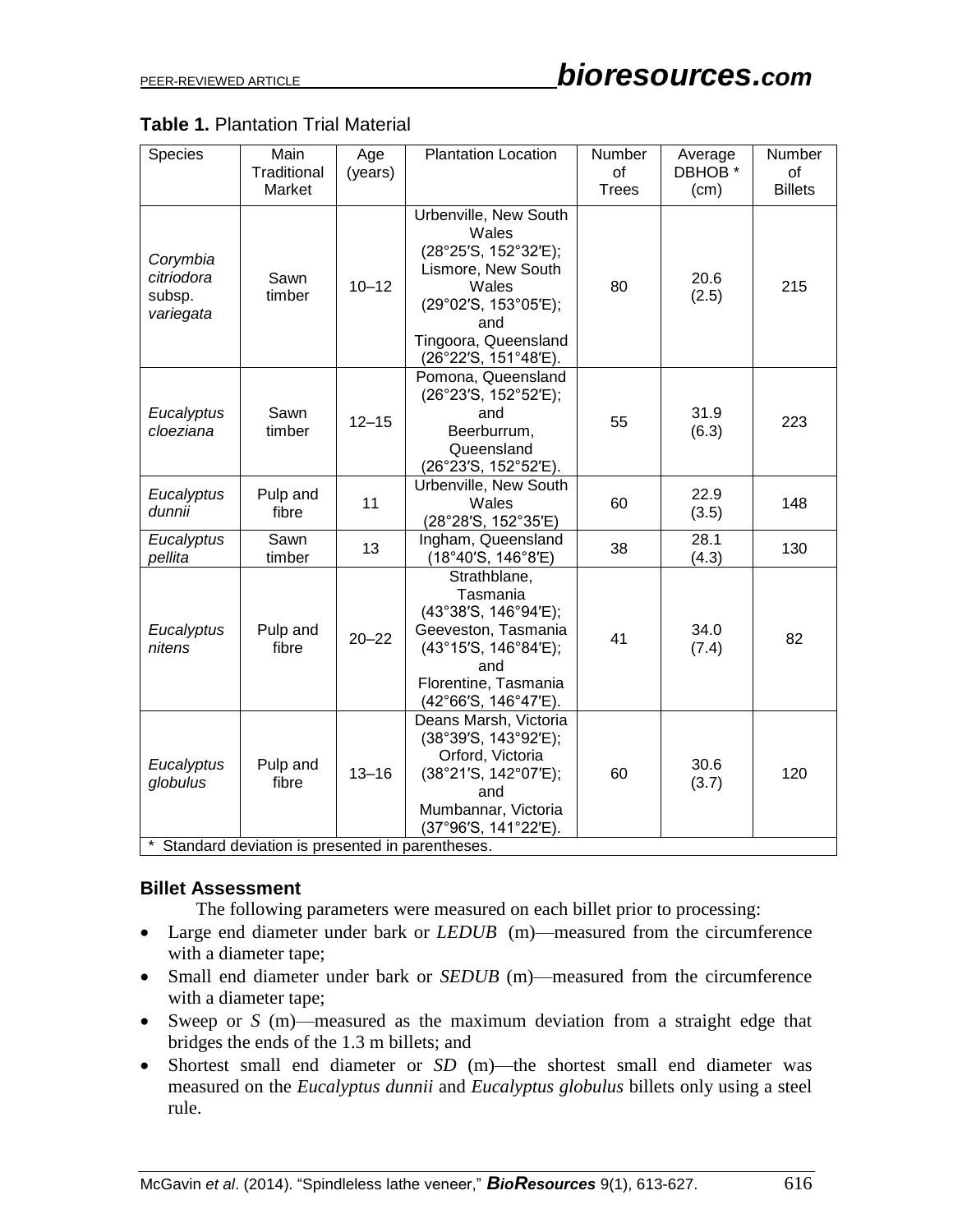**Table 1.** Plantation Trial Material

| Species | Main Traditional Market | Age (years) | Plantation Location | Number of Trees | Average DBHOB * (cm) | Number of Billets |
|---|---|---|---|---|---|---|
| *Corymbia citriodora* subsp. *variegata* | Sawn timber | 10–12 | Urbenville, New South Wales (28°25′S, 152°32′E); Lismore, New South Wales (29°02′S, 153°05′E); and Tingoora, Queensland (26°22′S, 151°48′E). | 80 | 20.6 (2.5) | 215 |
| *Eucalyptus cloeziana* | Sawn timber | 12–15 | Pomona, Queensland (26°23′S, 152°52′E); and Beerburrum, Queensland (26°23′S, 152°52′E). | 55 | 31.9 (6.3) | 223 |
| *Eucalyptus dunnii* | Pulp and fibre | 11 | Urbenville, New South Wales (28°28′S, 152°35′E) | 60 | 22.9 (3.5) | 148 |
| *Eucalyptus pellita* | Sawn timber | 13 | Ingham, Queensland (18°40′S, 146°8′E) | 38 | 28.1 (4.3) | 130 |
| *Eucalyptus nitens* | Pulp and fibre | 20–22 | Strathblane, Tasmania (43°38′S, 146°94′E); Geeveston, Tasmania (43°15′S, 146°84′E); and Florentine, Tasmania (42°66′S, 146°47′E). | 41 | 34.0 (7.4) | 82 |
| *Eucalyptus globulus* | Pulp and fibre | 13–16 | Deans Marsh, Victoria (38°39′S, 143°92′E); Orford, Victoria (38°21′S, 142°07′E); and Mumbannar, Victoria (37°96′S, 141°22′E). | 60 | 30.6 (3.7) | 120 |

\* Standard deviation is presented in parentheses.

### Billet Assessment

The following parameters were measured on each billet prior to processing:

- Large end diameter under bark or *LEDUB* (m)—measured from the circumference with a diameter tape;
- Small end diameter under bark or *SEDUB* (m)—measured from the circumference with a diameter tape;
- Sweep or *S* (m)—measured as the maximum deviation from a straight edge that bridges the ends of the 1.3 m billets; and
- Shortest small end diameter or *SD* (m)—the shortest small end diameter was measured on the *Eucalyptus dunnii* and *Eucalyptus globulus* billets only using a steel rule.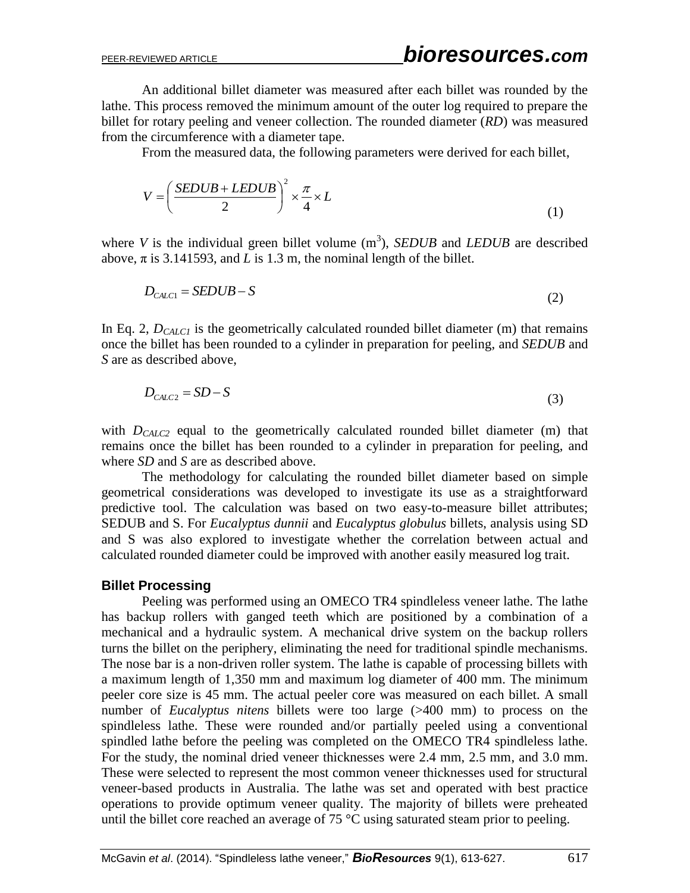An additional billet diameter was measured after each billet was rounded by the lathe. This process removed the minimum amount of the outer log required to prepare the billet for rotary peeling and veneer collection. The rounded diameter (*RD*) was measured from the circumference with a diameter tape.

From the measured data, the following parameters were derived for each billet,

$$V = \left(\frac{SEDUB + LEDUB}{2}\right)^2 \times \frac{\pi}{4} \times L \tag{1}$$

where $V$ is the individual green billet volume (m$^3$), *SEDUB* and *LEDUB* are described above, $\pi$ is 3.141593, and $L$ is 1.3 m, the nominal length of the billet.

$$D_{CALC1} = SEDUB - S \tag{2}$$

In Eq. 2, $D_{CALC1}$ is the geometrically calculated rounded billet diameter (m) that remains once the billet has been rounded to a cylinder in preparation for peeling, and *SEDUB* and *S* are as described above,

$$D_{CALC2} = SD - S \tag{3}$$

with $D_{CALC2}$ equal to the geometrically calculated rounded billet diameter (m) that remains once the billet has been rounded to a cylinder in preparation for peeling, and where *SD* and *S* are as described above.

The methodology for calculating the rounded billet diameter based on simple geometrical considerations was developed to investigate its use as a straightforward predictive tool. The calculation was based on two easy-to-measure billet attributes; SEDUB and S. For *Eucalyptus dunnii* and *Eucalyptus globulus* billets, analysis using SD and S was also explored to investigate whether the correlation between actual and calculated rounded diameter could be improved with another easily measured log trait.

### Billet Processing

Peeling was performed using an OMECO TR4 spindleless veneer lathe. The lathe has backup rollers with ganged teeth which are positioned by a combination of a mechanical and a hydraulic system. A mechanical drive system on the backup rollers turns the billet on the periphery, eliminating the need for traditional spindle mechanisms. The nose bar is a non-driven roller system. The lathe is capable of processing billets with a maximum length of 1,350 mm and maximum log diameter of 400 mm. The minimum peeler core size is 45 mm. The actual peeler core was measured on each billet. A small number of *Eucalyptus nitens* billets were too large (>400 mm) to process on the spindleless lathe. These were rounded and/or partially peeled using a conventional spindled lathe before the peeling was completed on the OMECO TR4 spindleless lathe. For the study, the nominal dried veneer thicknesses were 2.4 mm, 2.5 mm, and 3.0 mm. These were selected to represent the most common veneer thicknesses used for structural veneer-based products in Australia. The lathe was set and operated with best practice operations to provide optimum veneer quality. The majority of billets were preheated until the billet core reached an average of 75 °C using saturated steam prior to peeling.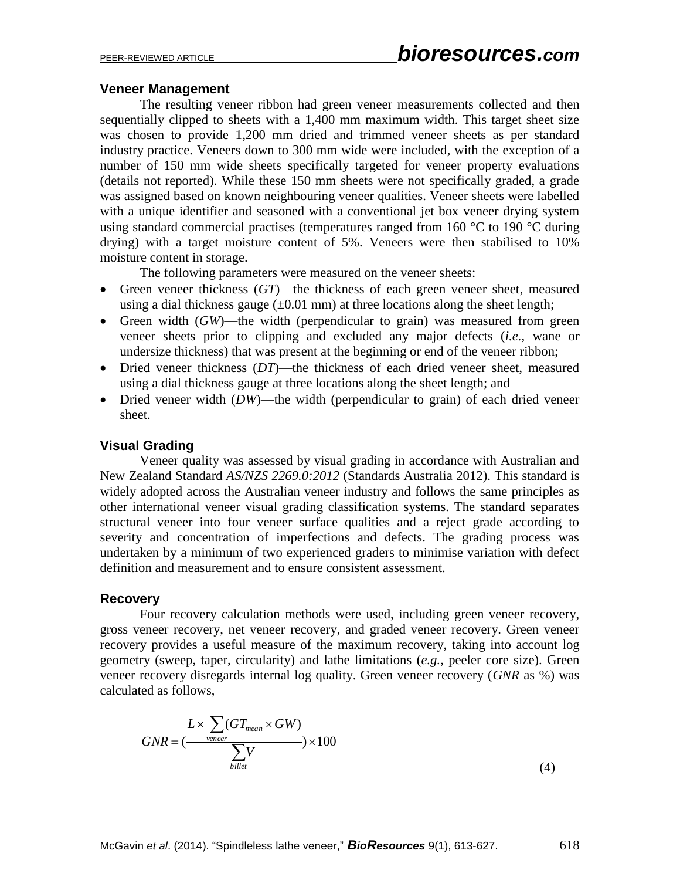### Veneer Management

The resulting veneer ribbon had green veneer measurements collected and then sequentially clipped to sheets with a 1,400 mm maximum width. This target sheet size was chosen to provide 1,200 mm dried and trimmed veneer sheets as per standard industry practice. Veneers down to 300 mm wide were included, with the exception of a number of 150 mm wide sheets specifically targeted for veneer property evaluations (details not reported). While these 150 mm sheets were not specifically graded, a grade was assigned based on known neighbouring veneer qualities. Veneer sheets were labelled with a unique identifier and seasoned with a conventional jet box veneer drying system using standard commercial practises (temperatures ranged from 160 °C to 190 °C during drying) with a target moisture content of 5%. Veneers were then stabilised to 10% moisture content in storage.

The following parameters were measured on the veneer sheets:

- Green veneer thickness (*GT*)—the thickness of each green veneer sheet, measured using a dial thickness gauge (±0.01 mm) at three locations along the sheet length;
- Green width (*GW*)—the width (perpendicular to grain) was measured from green veneer sheets prior to clipping and excluded any major defects (*i.e.,* wane or undersize thickness) that was present at the beginning or end of the veneer ribbon;
- Dried veneer thickness (*DT*)—the thickness of each dried veneer sheet, measured using a dial thickness gauge at three locations along the sheet length; and
- Dried veneer width (*DW*)—the width (perpendicular to grain) of each dried veneer sheet.

### Visual Grading

Veneer quality was assessed by visual grading in accordance with Australian and New Zealand Standard *AS/NZS 2269.0:2012* (Standards Australia 2012). This standard is widely adopted across the Australian veneer industry and follows the same principles as other international veneer visual grading classification systems. The standard separates structural veneer into four veneer surface qualities and a reject grade according to severity and concentration of imperfections and defects. The grading process was undertaken by a minimum of two experienced graders to minimise variation with defect definition and measurement and to ensure consistent assessment.

### Recovery

Four recovery calculation methods were used, including green veneer recovery, gross veneer recovery, net veneer recovery, and graded veneer recovery. Green veneer recovery provides a useful measure of the maximum recovery, taking into account log geometry (sweep, taper, circularity) and lathe limitations (*e.g.,* peeler core size). Green veneer recovery disregards internal log quality. Green veneer recovery (*GNR* as %) was calculated as follows,

$$GNR = \left(\frac{L \times \sum_{veneer}(GT_{mean} \times GW)}{\sum_{billet} V}\right) \times 100 \tag{4}$$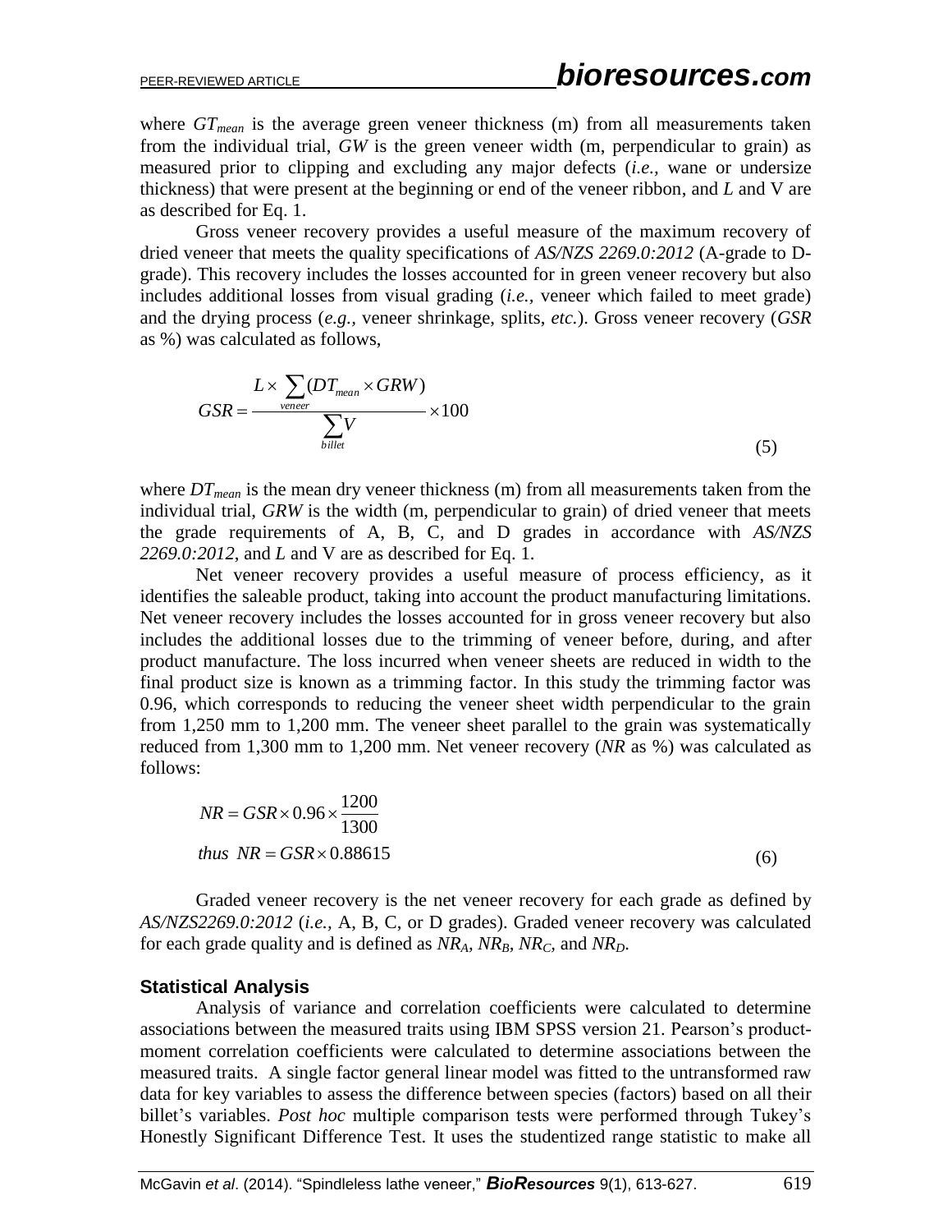where $GT_{mean}$ is the average green veneer thickness (m) from all measurements taken from the individual trial, $GW$ is the green veneer width (m, perpendicular to grain) as measured prior to clipping and excluding any major defects (*i.e.*, wane or undersize thickness) that were present at the beginning or end of the veneer ribbon, and $L$ and V are as described for Eq. 1.

Gross veneer recovery provides a useful measure of the maximum recovery of dried veneer that meets the quality specifications of *AS/NZS 2269.0:2012* (A-grade to D-grade). This recovery includes the losses accounted for in green veneer recovery but also includes additional losses from visual grading (*i.e.*, veneer which failed to meet grade) and the drying process (*e.g.*, veneer shrinkage, splits, *etc.*). Gross veneer recovery ($GSR$ as %) was calculated as follows,

$$GSR = \frac{L \times \sum_{veneer} (DT_{mean} \times GRW)}{\sum_{billet} V} \times 100 \tag{5}$$

where $DT_{mean}$ is the mean dry veneer thickness (m) from all measurements taken from the individual trial, $GRW$ is the width (m, perpendicular to grain) of dried veneer that meets the grade requirements of A, B, C, and D grades in accordance with *AS/NZS 2269.0:2012*, and $L$ and V are as described for Eq. 1.

Net veneer recovery provides a useful measure of process efficiency, as it identifies the saleable product, taking into account the product manufacturing limitations. Net veneer recovery includes the losses accounted for in gross veneer recovery but also includes the additional losses due to the trimming of veneer before, during, and after product manufacture. The loss incurred when veneer sheets are reduced in width to the final product size is known as a trimming factor. In this study the trimming factor was 0.96, which corresponds to reducing the veneer sheet width perpendicular to the grain from 1,250 mm to 1,200 mm. The veneer sheet parallel to the grain was systematically reduced from 1,300 mm to 1,200 mm. Net veneer recovery ($NR$ as %) was calculated as follows:

$$NR = GSR \times 0.96 \times \frac{1200}{1300}$$
$$thus\ \ NR = GSR \times 0.88615 \tag{6}$$

Graded veneer recovery is the net veneer recovery for each grade as defined by *AS/NZS2269.0:2012* (*i.e.*, A, B, C, or D grades). Graded veneer recovery was calculated for each grade quality and is defined as $NR_A$, $NR_B$, $NR_C$, and $NR_D$.

### Statistical Analysis

Analysis of variance and correlation coefficients were calculated to determine associations between the measured traits using IBM SPSS version 21. Pearson's product-moment correlation coefficients were calculated to determine associations between the measured traits. A single factor general linear model was fitted to the untransformed raw data for key variables to assess the difference between species (factors) based on all their billet's variables. *Post hoc* multiple comparison tests were performed through Tukey's Honestly Significant Difference Test. It uses the studentized range statistic to make all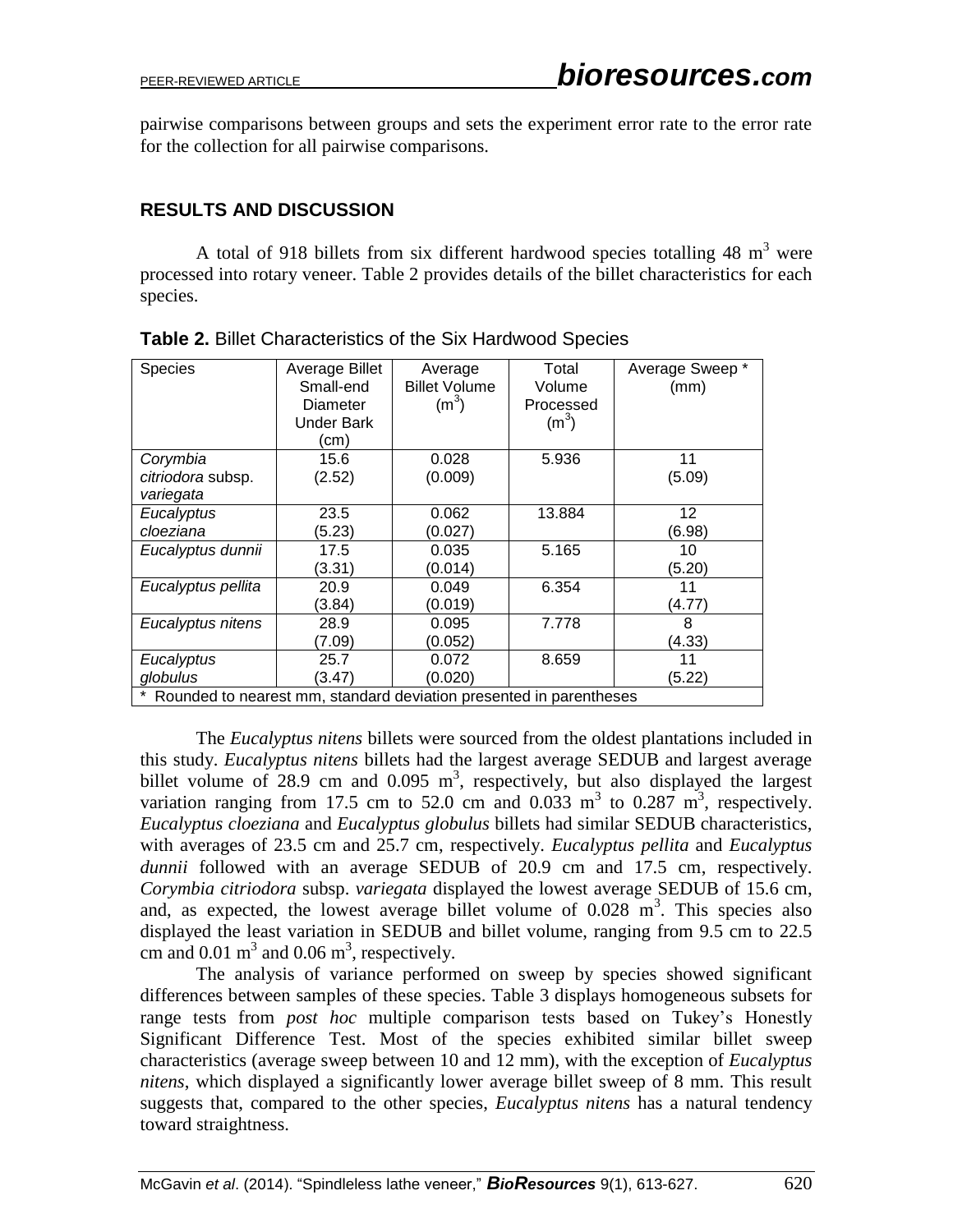pairwise comparisons between groups and sets the experiment error rate to the error rate for the collection for all pairwise comparisons.

## RESULTS AND DISCUSSION

A total of 918 billets from six different hardwood species totalling 48 $m^3$ were processed into rotary veneer. Table 2 provides details of the billet characteristics for each species.

**Table 2.** Billet Characteristics of the Six Hardwood Species

| Species | Average Billet Small-end Diameter Under Bark (cm) | Average Billet Volume ($m^3$) | Total Volume Processed ($m^3$) | Average Sweep * (mm) |
|---|---|---|---|---|
| *Corymbia citriodora* subsp. *variegata* | 15.6 (2.52) | 0.028 (0.009) | 5.936 | 11 (5.09) |
| *Eucalyptus cloeziana* | 23.5 (5.23) | 0.062 (0.027) | 13.884 | 12 (6.98) |
| *Eucalyptus dunnii* | 17.5 (3.31) | 0.035 (0.014) | 5.165 | 10 (5.20) |
| *Eucalyptus pellita* | 20.9 (3.84) | 0.049 (0.019) | 6.354 | 11 (4.77) |
| *Eucalyptus nitens* | 28.9 (7.09) | 0.095 (0.052) | 7.778 | 8 (4.33) |
| *Eucalyptus globulus* | 25.7 (3.47) | 0.072 (0.020) | 8.659 | 11 (5.22) |

\* Rounded to nearest mm, standard deviation presented in parentheses

The *Eucalyptus nitens* billets were sourced from the oldest plantations included in this study. *Eucalyptus nitens* billets had the largest average SEDUB and largest average billet volume of 28.9 cm and 0.095 $m^3$, respectively, but also displayed the largest variation ranging from 17.5 cm to 52.0 cm and 0.033 $m^3$ to 0.287 $m^3$, respectively. *Eucalyptus cloeziana* and *Eucalyptus globulus* billets had similar SEDUB characteristics, with averages of 23.5 cm and 25.7 cm, respectively. *Eucalyptus pellita* and *Eucalyptus dunnii* followed with an average SEDUB of 20.9 cm and 17.5 cm, respectively. *Corymbia citriodora* subsp. *variegata* displayed the lowest average SEDUB of 15.6 cm, and, as expected, the lowest average billet volume of 0.028 $m^3$. This species also displayed the least variation in SEDUB and billet volume, ranging from 9.5 cm to 22.5 cm and 0.01 $m^3$ and 0.06 $m^3$, respectively.

The analysis of variance performed on sweep by species showed significant differences between samples of these species. Table 3 displays homogeneous subsets for range tests from *post hoc* multiple comparison tests based on Tukey's Honestly Significant Difference Test. Most of the species exhibited similar billet sweep characteristics (average sweep between 10 and 12 mm), with the exception of *Eucalyptus nitens*, which displayed a significantly lower average billet sweep of 8 mm. This result suggests that, compared to the other species, *Eucalyptus nitens* has a natural tendency toward straightness.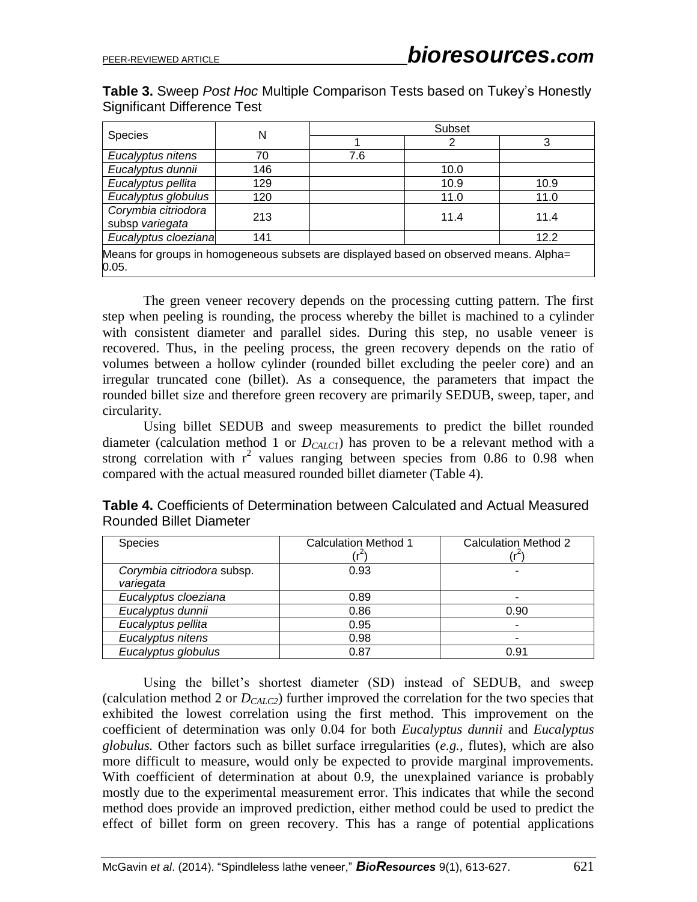**Table 3.** Sweep *Post Hoc* Multiple Comparison Tests based on Tukey's Honestly Significant Difference Test

| Species | N | Subset | | |
|---|---|---|---|---|
| | | 1 | 2 | 3 |
| *Eucalyptus nitens* | 70 | 7.6 | | |
| *Eucalyptus dunnii* | 146 | | 10.0 | |
| *Eucalyptus pellita* | 129 | | 10.9 | 10.9 |
| *Eucalyptus globulus* | 120 | | 11.0 | 11.0 |
| *Corymbia citriodora* subsp *variegata* | 213 | | 11.4 | 11.4 |
| *Eucalyptus cloeziana* | 141 | | | 12.2 |

Means for groups in homogeneous subsets are displayed based on observed means. Alpha= 0.05.

The green veneer recovery depends on the processing cutting pattern. The first step when peeling is rounding, the process whereby the billet is machined to a cylinder with consistent diameter and parallel sides. During this step, no usable veneer is recovered. Thus, in the peeling process, the green recovery depends on the ratio of volumes between a hollow cylinder (rounded billet excluding the peeler core) and an irregular truncated cone (billet). As a consequence, the parameters that impact the rounded billet size and therefore green recovery are primarily SEDUB, sweep, taper, and circularity.

Using billet SEDUB and sweep measurements to predict the billet rounded diameter (calculation method 1 or $D_{CALC1}$) has proven to be a relevant method with a strong correlation with $r^2$ values ranging between species from 0.86 to 0.98 when compared with the actual measured rounded billet diameter (Table 4).

**Table 4.** Coefficients of Determination between Calculated and Actual Measured Rounded Billet Diameter

| Species | Calculation Method 1 ($r^2$) | Calculation Method 2 ($r^2$) |
|---|---|---|
| *Corymbia citriodora* subsp. *variegata* | 0.93 | - |
| *Eucalyptus cloeziana* | 0.89 | - |
| *Eucalyptus dunnii* | 0.86 | 0.90 |
| *Eucalyptus pellita* | 0.95 | - |
| *Eucalyptus nitens* | 0.98 | - |
| *Eucalyptus globulus* | 0.87 | 0.91 |

Using the billet's shortest diameter (SD) instead of SEDUB, and sweep (calculation method 2 or $D_{CALC2}$) further improved the correlation for the two species that exhibited the lowest correlation using the first method. This improvement on the coefficient of determination was only 0.04 for both *Eucalyptus dunnii* and *Eucalyptus globulus.* Other factors such as billet surface irregularities (*e.g.*, flutes), which are also more difficult to measure, would only be expected to provide marginal improvements. With coefficient of determination at about 0.9, the unexplained variance is probably mostly due to the experimental measurement error. This indicates that while the second method does provide an improved prediction, either method could be used to predict the effect of billet form on green recovery. This has a range of potential applications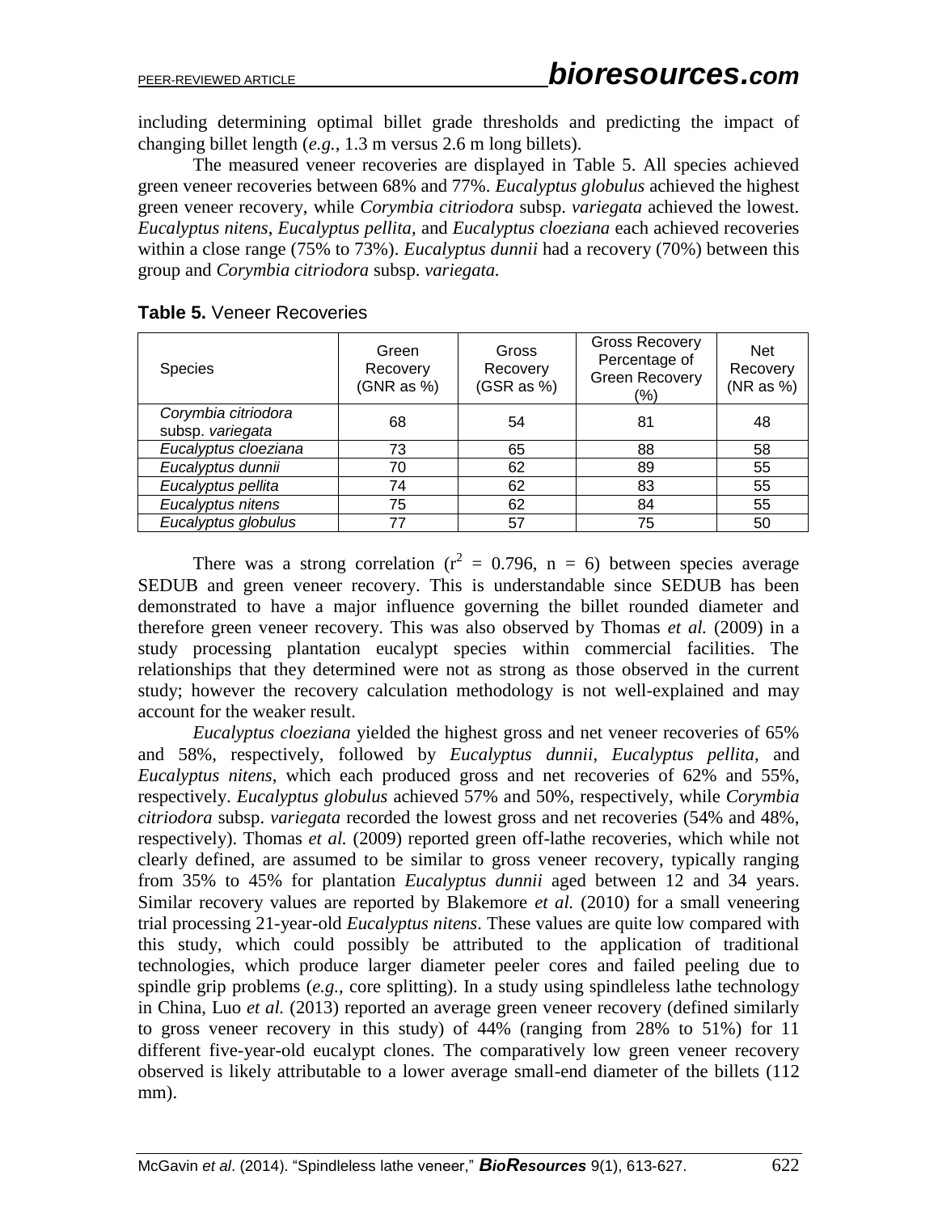including determining optimal billet grade thresholds and predicting the impact of changing billet length (*e.g.,* 1.3 m versus 2.6 m long billets).

The measured veneer recoveries are displayed in Table 5. All species achieved green veneer recoveries between 68% and 77%. *Eucalyptus globulus* achieved the highest green veneer recovery, while *Corymbia citriodora* subsp. *variegata* achieved the lowest. *Eucalyptus nitens*, *Eucalyptus pellita*, and *Eucalyptus cloeziana* each achieved recoveries within a close range (75% to 73%). *Eucalyptus dunnii* had a recovery (70%) between this group and *Corymbia citriodora* subsp. *variegata.*

**Table 5.** Veneer Recoveries

| Species | Green Recovery (GNR as %) | Gross Recovery (GSR as %) | Gross Recovery Percentage of Green Recovery (%) | Net Recovery (NR as %) |
|---|---|---|---|---|
| *Corymbia citriodora* subsp. *variegata* | 68 | 54 | 81 | 48 |
| *Eucalyptus cloeziana* | 73 | 65 | 88 | 58 |
| *Eucalyptus dunnii* | 70 | 62 | 89 | 55 |
| *Eucalyptus pellita* | 74 | 62 | 83 | 55 |
| *Eucalyptus nitens* | 75 | 62 | 84 | 55 |
| *Eucalyptus globulus* | 77 | 57 | 75 | 50 |

There was a strong correlation ($r^2$ = 0.796, n = 6) between species average SEDUB and green veneer recovery. This is understandable since SEDUB has been demonstrated to have a major influence governing the billet rounded diameter and therefore green veneer recovery. This was also observed by Thomas *et al.* (2009) in a study processing plantation eucalypt species within commercial facilities. The relationships that they determined were not as strong as those observed in the current study; however the recovery calculation methodology is not well-explained and may account for the weaker result.

*Eucalyptus cloeziana* yielded the highest gross and net veneer recoveries of 65% and 58%, respectively, followed by *Eucalyptus dunnii*, *Eucalyptus pellita*, and *Eucalyptus nitens*, which each produced gross and net recoveries of 62% and 55%, respectively. *Eucalyptus globulus* achieved 57% and 50%, respectively, while *Corymbia citriodora* subsp. *variegata* recorded the lowest gross and net recoveries (54% and 48%, respectively). Thomas *et al.* (2009) reported green off-lathe recoveries, which while not clearly defined, are assumed to be similar to gross veneer recovery, typically ranging from 35% to 45% for plantation *Eucalyptus dunnii* aged between 12 and 34 years. Similar recovery values are reported by Blakemore *et al.* (2010) for a small veneering trial processing 21-year-old *Eucalyptus nitens*. These values are quite low compared with this study, which could possibly be attributed to the application of traditional technologies, which produce larger diameter peeler cores and failed peeling due to spindle grip problems (*e.g.,* core splitting). In a study using spindleless lathe technology in China, Luo *et al.* (2013) reported an average green veneer recovery (defined similarly to gross veneer recovery in this study) of 44% (ranging from 28% to 51%) for 11 different five-year-old eucalypt clones. The comparatively low green veneer recovery observed is likely attributable to a lower average small-end diameter of the billets (112 mm).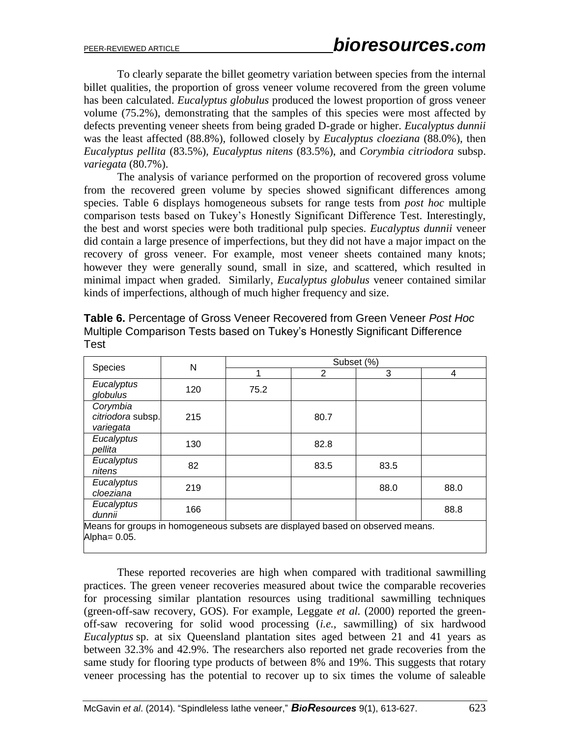To clearly separate the billet geometry variation between species from the internal billet qualities, the proportion of gross veneer volume recovered from the green volume has been calculated. *Eucalyptus globulus* produced the lowest proportion of gross veneer volume (75.2%), demonstrating that the samples of this species were most affected by defects preventing veneer sheets from being graded D-grade or higher. *Eucalyptus dunnii* was the least affected (88.8%), followed closely by *Eucalyptus cloeziana* (88.0%), then *Eucalyptus pellita* (83.5%), *Eucalyptus nitens* (83.5%), and *Corymbia citriodora* subsp. *variegata* (80.7%).

The analysis of variance performed on the proportion of recovered gross volume from the recovered green volume by species showed significant differences among species. Table 6 displays homogeneous subsets for range tests from *post hoc* multiple comparison tests based on Tukey's Honestly Significant Difference Test. Interestingly, the best and worst species were both traditional pulp species. *Eucalyptus dunnii* veneer did contain a large presence of imperfections, but they did not have a major impact on the recovery of gross veneer. For example, most veneer sheets contained many knots; however they were generally sound, small in size, and scattered, which resulted in minimal impact when graded. Similarly, *Eucalyptus globulus* veneer contained similar kinds of imperfections, although of much higher frequency and size.

**Table 6.** Percentage of Gross Veneer Recovered from Green Veneer *Post Hoc* Multiple Comparison Tests based on Tukey's Honestly Significant Difference Test

| Species | N | Subset (%) | | | |
|---|---|---|---|---|---|
| | | 1 | 2 | 3 | 4 |
| *Eucalyptus globulus* | 120 | 75.2 | | | |
| *Corymbia citriodora* subsp. *variegata* | 215 | | 80.7 | | |
| *Eucalyptus pellita* | 130 | | 82.8 | | |
| *Eucalyptus nitens* | 82 | | 83.5 | 83.5 | |
| *Eucalyptus cloeziana* | 219 | | | 88.0 | 88.0 |
| *Eucalyptus dunnii* | 166 | | | | 88.8 |

Means for groups in homogeneous subsets are displayed based on observed means.
Alpha= 0.05.

These reported recoveries are high when compared with traditional sawmilling practices. The green veneer recoveries measured about twice the comparable recoveries for processing similar plantation resources using traditional sawmilling techniques (green-off-saw recovery, GOS). For example, Leggate *et al.* (2000) reported the green-off-saw recovering for solid wood processing (*i.e.*, sawmilling) of six hardwood *Eucalyptus* sp. at six Queensland plantation sites aged between 21 and 41 years as between 32.3% and 42.9%. The researchers also reported net grade recoveries from the same study for flooring type products of between 8% and 19%. This suggests that rotary veneer processing has the potential to recover up to six times the volume of saleable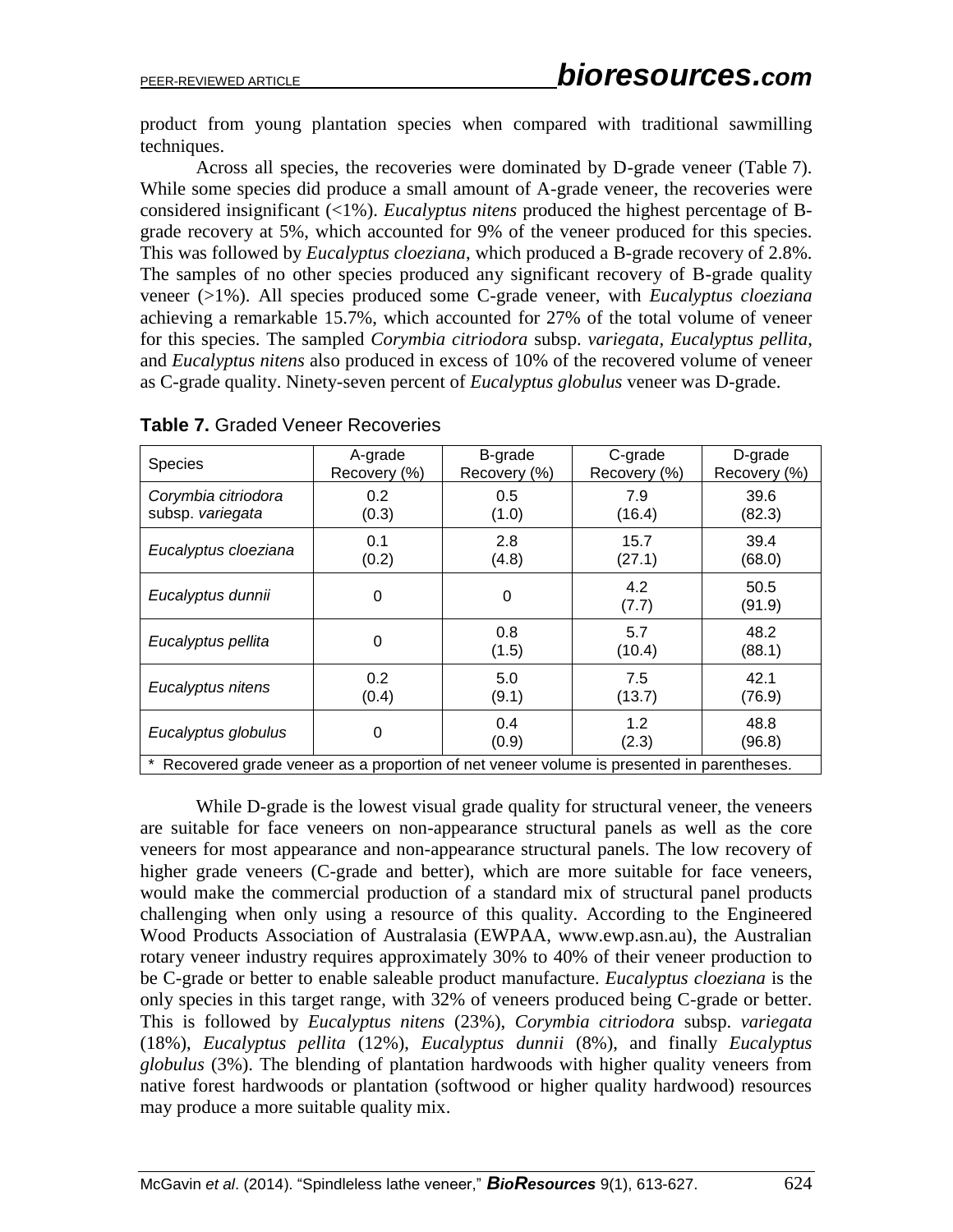product from young plantation species when compared with traditional sawmilling techniques.

Across all species, the recoveries were dominated by D-grade veneer (Table 7). While some species did produce a small amount of A-grade veneer, the recoveries were considered insignificant (<1%). *Eucalyptus nitens* produced the highest percentage of B-grade recovery at 5%, which accounted for 9% of the veneer produced for this species. This was followed by *Eucalyptus cloeziana*, which produced a B-grade recovery of 2.8%. The samples of no other species produced any significant recovery of B-grade quality veneer (>1%). All species produced some C-grade veneer, with *Eucalyptus cloeziana* achieving a remarkable 15.7%, which accounted for 27% of the total volume of veneer for this species. The sampled *Corymbia citriodora* subsp. *variegata, Eucalyptus pellita*, and *Eucalyptus nitens* also produced in excess of 10% of the recovered volume of veneer as C-grade quality. Ninety-seven percent of *Eucalyptus globulus* veneer was D-grade.

**Table 7.** Graded Veneer Recoveries

| Species | A-grade Recovery (%) | B-grade Recovery (%) | C-grade Recovery (%) | D-grade Recovery (%) |
|---|---|---|---|---|
| *Corymbia citriodora* subsp. *variegata* | 0.2 (0.3) | 0.5 (1.0) | 7.9 (16.4) | 39.6 (82.3) |
| *Eucalyptus cloeziana* | 0.1 (0.2) | 2.8 (4.8) | 15.7 (27.1) | 39.4 (68.0) |
| *Eucalyptus dunnii* | 0 | 0 | 4.2 (7.7) | 50.5 (91.9) |
| *Eucalyptus pellita* | 0 | 0.8 (1.5) | 5.7 (10.4) | 48.2 (88.1) |
| *Eucalyptus nitens* | 0.2 (0.4) | 5.0 (9.1) | 7.5 (13.7) | 42.1 (76.9) |
| *Eucalyptus globulus* | 0 | 0.4 (0.9) | 1.2 (2.3) | 48.8 (96.8) |

\* Recovered grade veneer as a proportion of net veneer volume is presented in parentheses.

While D-grade is the lowest visual grade quality for structural veneer, the veneers are suitable for face veneers on non-appearance structural panels as well as the core veneers for most appearance and non-appearance structural panels. The low recovery of higher grade veneers (C-grade and better), which are more suitable for face veneers, would make the commercial production of a standard mix of structural panel products challenging when only using a resource of this quality. According to the Engineered Wood Products Association of Australasia (EWPAA, www.ewp.asn.au), the Australian rotary veneer industry requires approximately 30% to 40% of their veneer production to be C-grade or better to enable saleable product manufacture. *Eucalyptus cloeziana* is the only species in this target range, with 32% of veneers produced being C-grade or better. This is followed by *Eucalyptus nitens* (23%), *Corymbia citriodora* subsp. *variegata* (18%), *Eucalyptus pellita* (12%), *Eucalyptus dunnii* (8%), and finally *Eucalyptus globulus* (3%). The blending of plantation hardwoods with higher quality veneers from native forest hardwoods or plantation (softwood or higher quality hardwood) resources may produce a more suitable quality mix.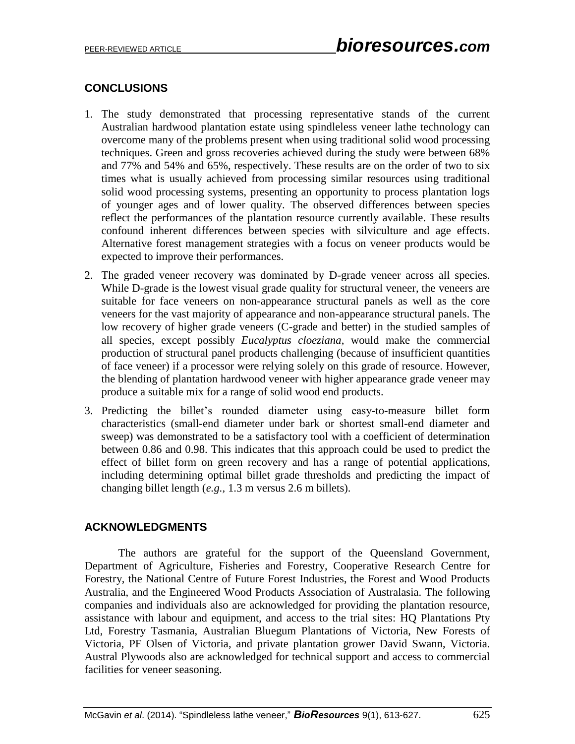## CONCLUSIONS

1. The study demonstrated that processing representative stands of the current Australian hardwood plantation estate using spindleless veneer lathe technology can overcome many of the problems present when using traditional solid wood processing techniques. Green and gross recoveries achieved during the study were between 68% and 77% and 54% and 65%, respectively. These results are on the order of two to six times what is usually achieved from processing similar resources using traditional solid wood processing systems, presenting an opportunity to process plantation logs of younger ages and of lower quality. The observed differences between species reflect the performances of the plantation resource currently available. These results confound inherent differences between species with silviculture and age effects. Alternative forest management strategies with a focus on veneer products would be expected to improve their performances.
2. The graded veneer recovery was dominated by D-grade veneer across all species. While D-grade is the lowest visual grade quality for structural veneer, the veneers are suitable for face veneers on non-appearance structural panels as well as the core veneers for the vast majority of appearance and non-appearance structural panels. The low recovery of higher grade veneers (C-grade and better) in the studied samples of all species, except possibly *Eucalyptus cloeziana*, would make the commercial production of structural panel products challenging (because of insufficient quantities of face veneer) if a processor were relying solely on this grade of resource. However, the blending of plantation hardwood veneer with higher appearance grade veneer may produce a suitable mix for a range of solid wood end products.
3. Predicting the billet's rounded diameter using easy-to-measure billet form characteristics (small-end diameter under bark or shortest small-end diameter and sweep) was demonstrated to be a satisfactory tool with a coefficient of determination between 0.86 and 0.98. This indicates that this approach could be used to predict the effect of billet form on green recovery and has a range of potential applications, including determining optimal billet grade thresholds and predicting the impact of changing billet length (*e.g.*, 1.3 m versus 2.6 m billets).

## ACKNOWLEDGMENTS

The authors are grateful for the support of the Queensland Government, Department of Agriculture, Fisheries and Forestry, Cooperative Research Centre for Forestry, the National Centre of Future Forest Industries, the Forest and Wood Products Australia, and the Engineered Wood Products Association of Australasia. The following companies and individuals also are acknowledged for providing the plantation resource, assistance with labour and equipment, and access to the trial sites: HQ Plantations Pty Ltd, Forestry Tasmania, Australian Bluegum Plantations of Victoria, New Forests of Victoria, PF Olsen of Victoria, and private plantation grower David Swann, Victoria. Austral Plywoods also are acknowledged for technical support and access to commercial facilities for veneer seasoning.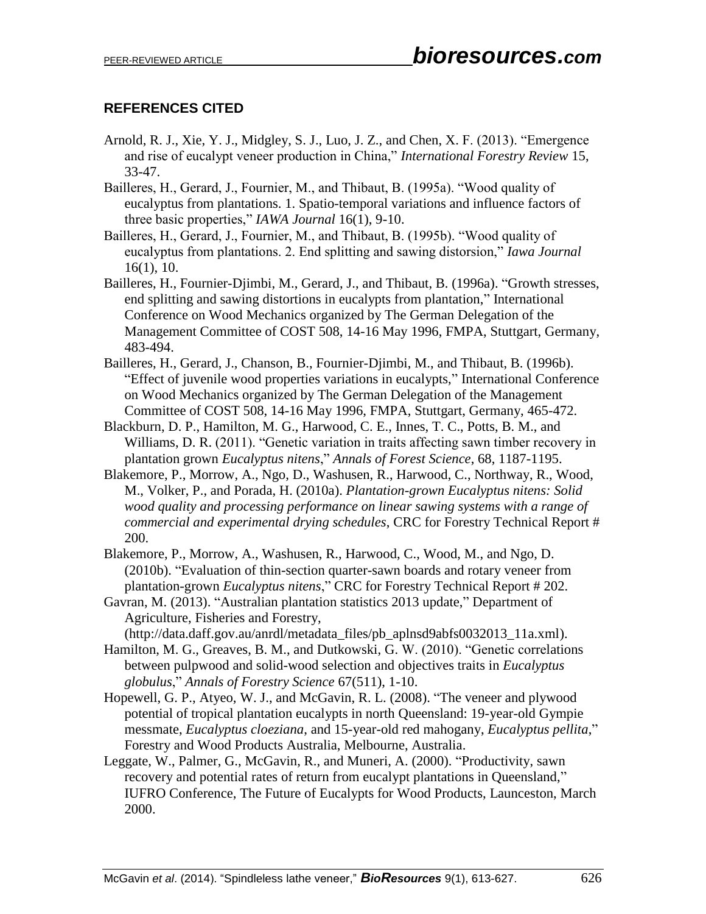## REFERENCES CITED

Arnold, R. J., Xie, Y. J., Midgley, S. J., Luo, J. Z., and Chen, X. F. (2013). "Emergence and rise of eucalypt veneer production in China," *International Forestry Review* 15, 33-47.

Bailleres, H., Gerard, J., Fournier, M., and Thibaut, B. (1995a). "Wood quality of eucalyptus from plantations. 1. Spatio-temporal variations and influence factors of three basic properties," *IAWA Journal* 16(1), 9-10.

Bailleres, H., Gerard, J., Fournier, M., and Thibaut, B. (1995b). "Wood quality of eucalyptus from plantations. 2. End splitting and sawing distorsion," *Iawa Journal* 16(1), 10.

Bailleres, H., Fournier-Djimbi, M., Gerard, J., and Thibaut, B. (1996a). "Growth stresses, end splitting and sawing distortions in eucalypts from plantation," International Conference on Wood Mechanics organized by The German Delegation of the Management Committee of COST 508, 14-16 May 1996, FMPA, Stuttgart, Germany, 483-494.

Bailleres, H., Gerard, J., Chanson, B., Fournier-Djimbi, M., and Thibaut, B. (1996b). "Effect of juvenile wood properties variations in eucalypts," International Conference on Wood Mechanics organized by The German Delegation of the Management Committee of COST 508, 14-16 May 1996, FMPA, Stuttgart, Germany, 465-472.

Blackburn, D. P., Hamilton, M. G., Harwood, C. E., Innes, T. C., Potts, B. M., and Williams, D. R. (2011). "Genetic variation in traits affecting sawn timber recovery in plantation grown *Eucalyptus nitens*," *Annals of Forest Science*, 68, 1187-1195.

Blakemore, P., Morrow, A., Ngo, D., Washusen, R., Harwood, C., Northway, R., Wood, M., Volker, P., and Porada, H. (2010a). *Plantation-grown Eucalyptus nitens: Solid wood quality and processing performance on linear sawing systems with a range of commercial and experimental drying schedules*, CRC for Forestry Technical Report # 200.

Blakemore, P., Morrow, A., Washusen, R., Harwood, C., Wood, M., and Ngo, D. (2010b). "Evaluation of thin-section quarter-sawn boards and rotary veneer from plantation-grown *Eucalyptus nitens*," CRC for Forestry Technical Report # 202.

Gavran, M. (2013). "Australian plantation statistics 2013 update," Department of Agriculture, Fisheries and Forestry, (http://data.daff.gov.au/anrdl/metadata_files/pb_aplnsd9abfs0032013_11a.xml).

Hamilton, M. G., Greaves, B. M., and Dutkowski, G. W. (2010). "Genetic correlations between pulpwood and solid-wood selection and objectives traits in *Eucalyptus globulus*," *Annals of Forestry Science* 67(511), 1-10.

Hopewell, G. P., Atyeo, W. J., and McGavin, R. L. (2008). "The veneer and plywood potential of tropical plantation eucalypts in north Queensland: 19-year-old Gympie messmate, *Eucalyptus cloeziana*, and 15-year-old red mahogany, *Eucalyptus pellita*," Forestry and Wood Products Australia, Melbourne, Australia.

Leggate, W., Palmer, G., McGavin, R., and Muneri, A. (2000). "Productivity, sawn recovery and potential rates of return from eucalypt plantations in Queensland," IUFRO Conference, The Future of Eucalypts for Wood Products, Launceston, March 2000.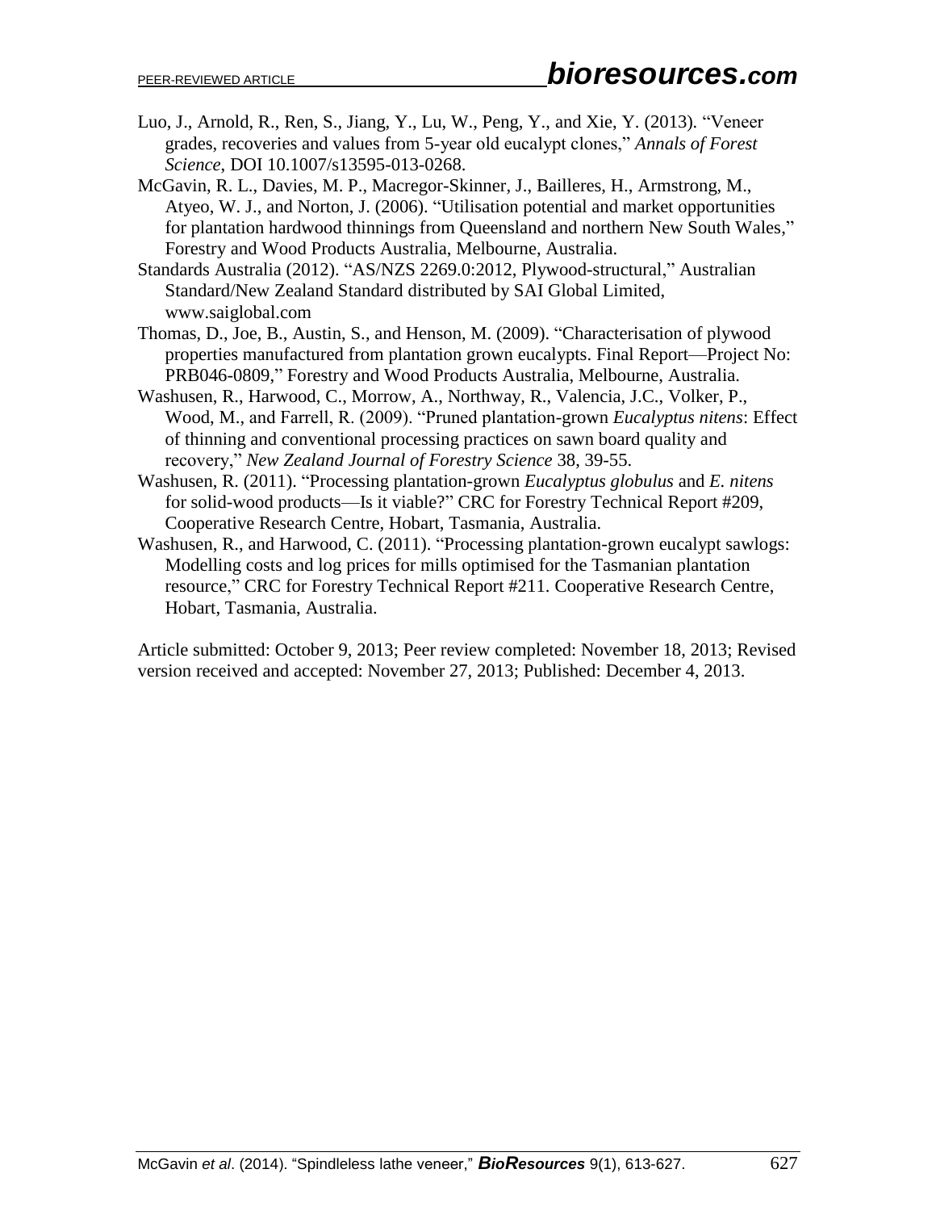Luo, J., Arnold, R., Ren, S., Jiang, Y., Lu, W., Peng, Y., and Xie, Y. (2013). "Veneer grades, recoveries and values from 5-year old eucalypt clones," *Annals of Forest Science*, DOI 10.1007/s13595-013-0268.

McGavin, R. L., Davies, M. P., Macregor-Skinner, J., Bailleres, H., Armstrong, M., Atyeo, W. J., and Norton, J. (2006). "Utilisation potential and market opportunities for plantation hardwood thinnings from Queensland and northern New South Wales," Forestry and Wood Products Australia, Melbourne, Australia.

Standards Australia (2012). "AS/NZS 2269.0:2012, Plywood-structural," Australian Standard/New Zealand Standard distributed by SAI Global Limited, www.saiglobal.com

Thomas, D., Joe, B., Austin, S., and Henson, M. (2009). "Characterisation of plywood properties manufactured from plantation grown eucalypts. Final Report—Project No: PRB046-0809," Forestry and Wood Products Australia, Melbourne, Australia.

Washusen, R., Harwood, C., Morrow, A., Northway, R., Valencia, J.C., Volker, P., Wood, M., and Farrell, R. (2009). "Pruned plantation-grown *Eucalyptus nitens*: Effect of thinning and conventional processing practices on sawn board quality and recovery," *New Zealand Journal of Forestry Science* 38, 39-55.

Washusen, R. (2011). "Processing plantation-grown *Eucalyptus globulus* and *E. nitens* for solid-wood products—Is it viable?" CRC for Forestry Technical Report #209, Cooperative Research Centre, Hobart, Tasmania, Australia.

Washusen, R., and Harwood, C. (2011). "Processing plantation-grown eucalypt sawlogs: Modelling costs and log prices for mills optimised for the Tasmanian plantation resource," CRC for Forestry Technical Report #211. Cooperative Research Centre, Hobart, Tasmania, Australia.

Article submitted: October 9, 2013; Peer review completed: November 18, 2013; Revised version received and accepted: November 27, 2013; Published: December 4, 2013.